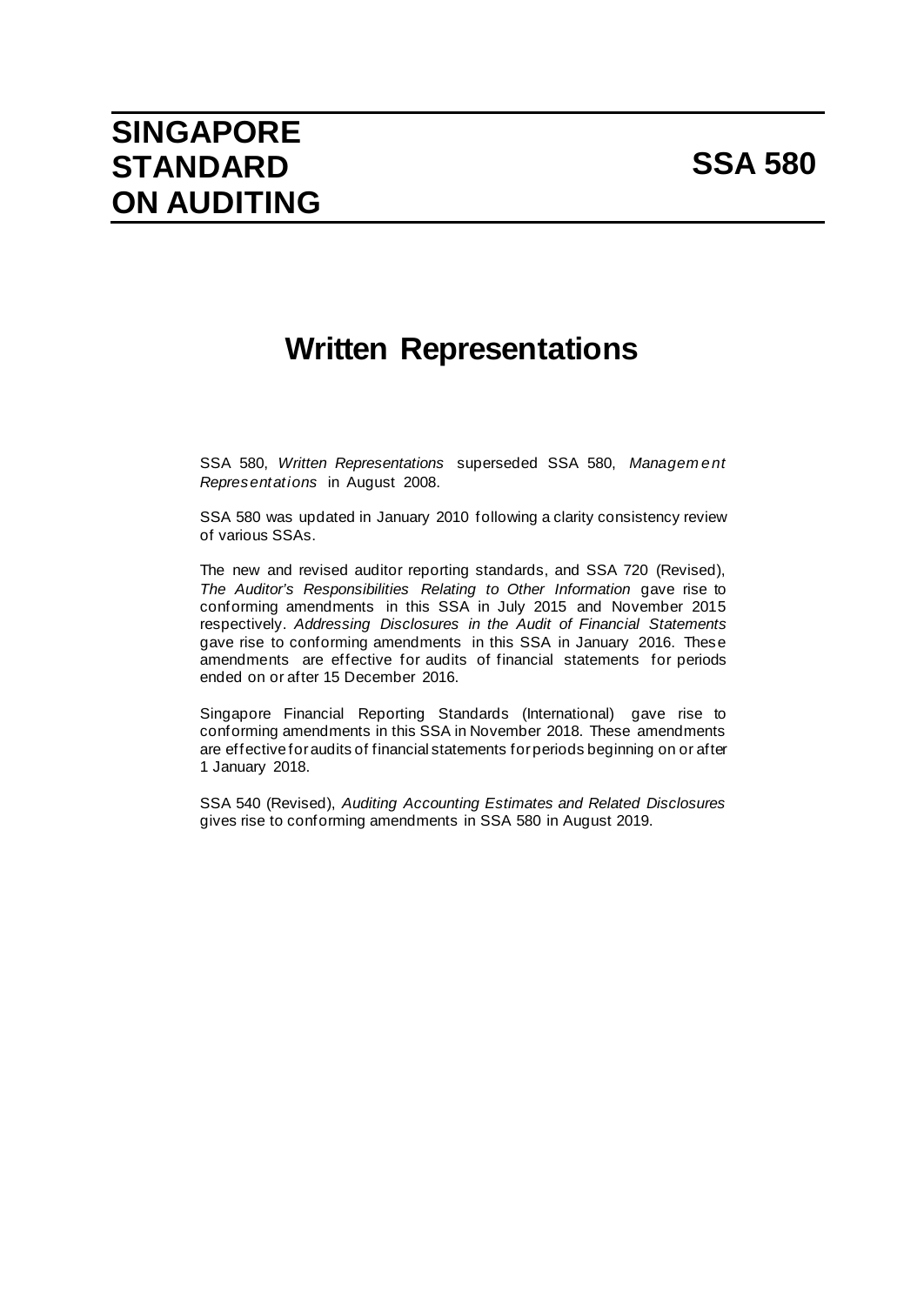# SINGAPORE STANDARD ON AUDITING

# SSA 580

## Written Representations

SSA 580, *Written Representations* superseded SSA 580, *Management Representations* in August 2008.

SSA 580 was updated in January 2010 following a clarity consistency review of various SSAs.

The new and revised auditor reporting standards, and SSA 720 (Revised), *The Auditor's Responsibilities Relating to Other Information* gave rise to conforming amendments in this SSA in July 2015 and November 2015 respectively. *Addressing Disclosures in the Audit of Financial Statements* gave rise to conforming amendments in this SSA in January 2016. These amendments are effective for audits of financial statements for periods ended on or after 15 December 2016.

Singapore Financial Reporting Standards (International) gave rise to conforming amendments in this SSA in November 2018. These amendments are effective for audits of financial statements for periods beginning on or after 1 January 2018.

SSA 540 (Revised), *Auditing Accounting Estimates and Related Disclosures* gives rise to conforming amendments in SSA 580 in August 2019.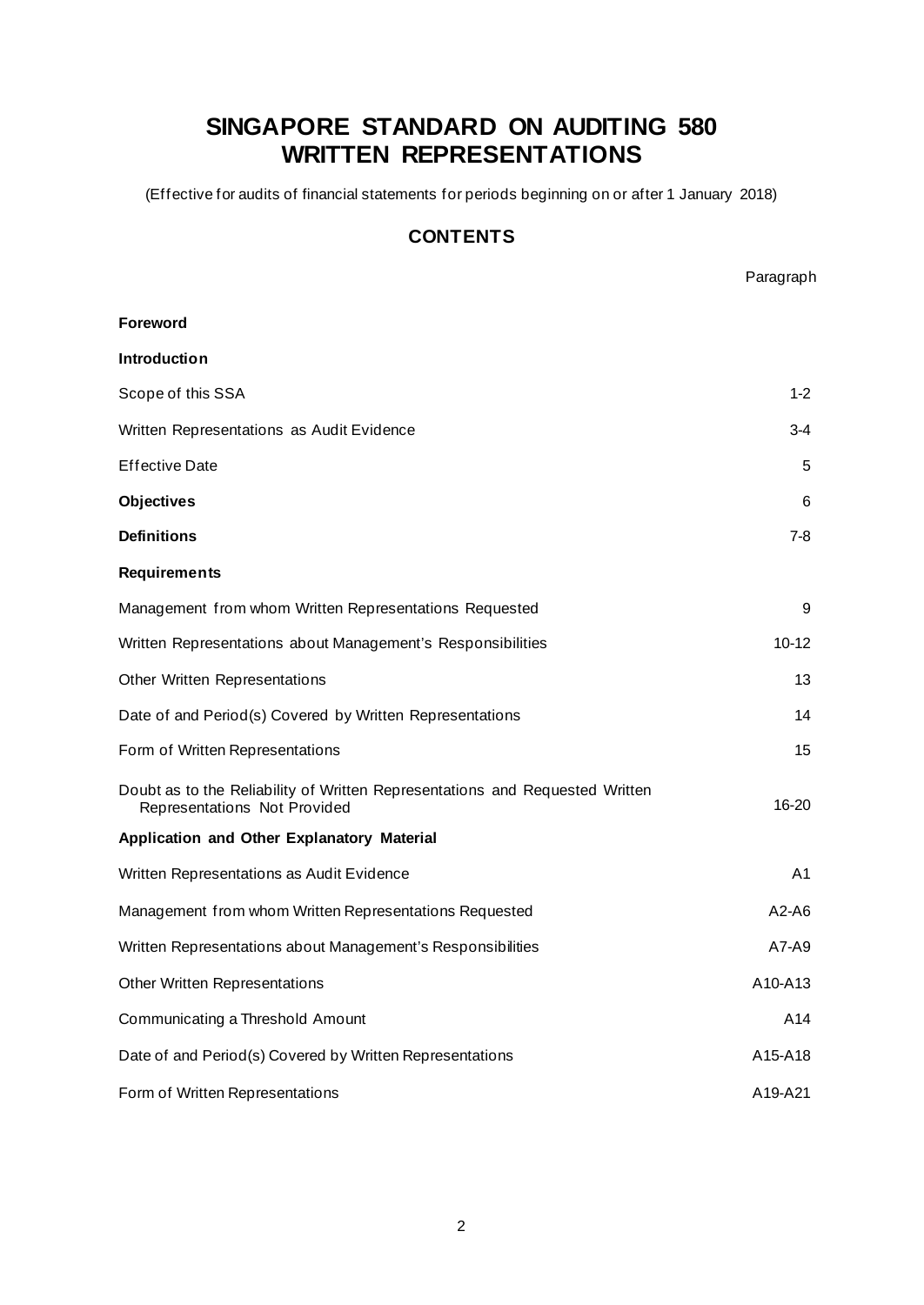# SINGAPORE STANDARD ON AUDITING 580 WRITTEN REPRESENTATIONS

(Effective for audits of financial statements for periods beginning on or after 1 January 2018)

## CONTENTS

| | Paragraph |
|---|---|
| **Foreword** | |
| **Introduction** | |
| Scope of this SSA | 1-2 |
| Written Representations as Audit Evidence | 3-4 |
| Effective Date | 5 |
| **Objectives** | 6 |
| **Definitions** | 7-8 |
| **Requirements** | |
| Management from whom Written Representations Requested | 9 |
| Written Representations about Management's Responsibilities | 10-12 |
| Other Written Representations | 13 |
| Date of and Period(s) Covered by Written Representations | 14 |
| Form of Written Representations | 15 |
| Doubt as to the Reliability of Written Representations and Requested Written Representations Not Provided | 16-20 |
| **Application and Other Explanatory Material** | |
| Written Representations as Audit Evidence | A1 |
| Management from whom Written Representations Requested | A2-A6 |
| Written Representations about Management's Responsibilities | A7-A9 |
| Other Written Representations | A10-A13 |
| Communicating a Threshold Amount | A14 |
| Date of and Period(s) Covered by Written Representations | A15-A18 |
| Form of Written Representations | A19-A21 |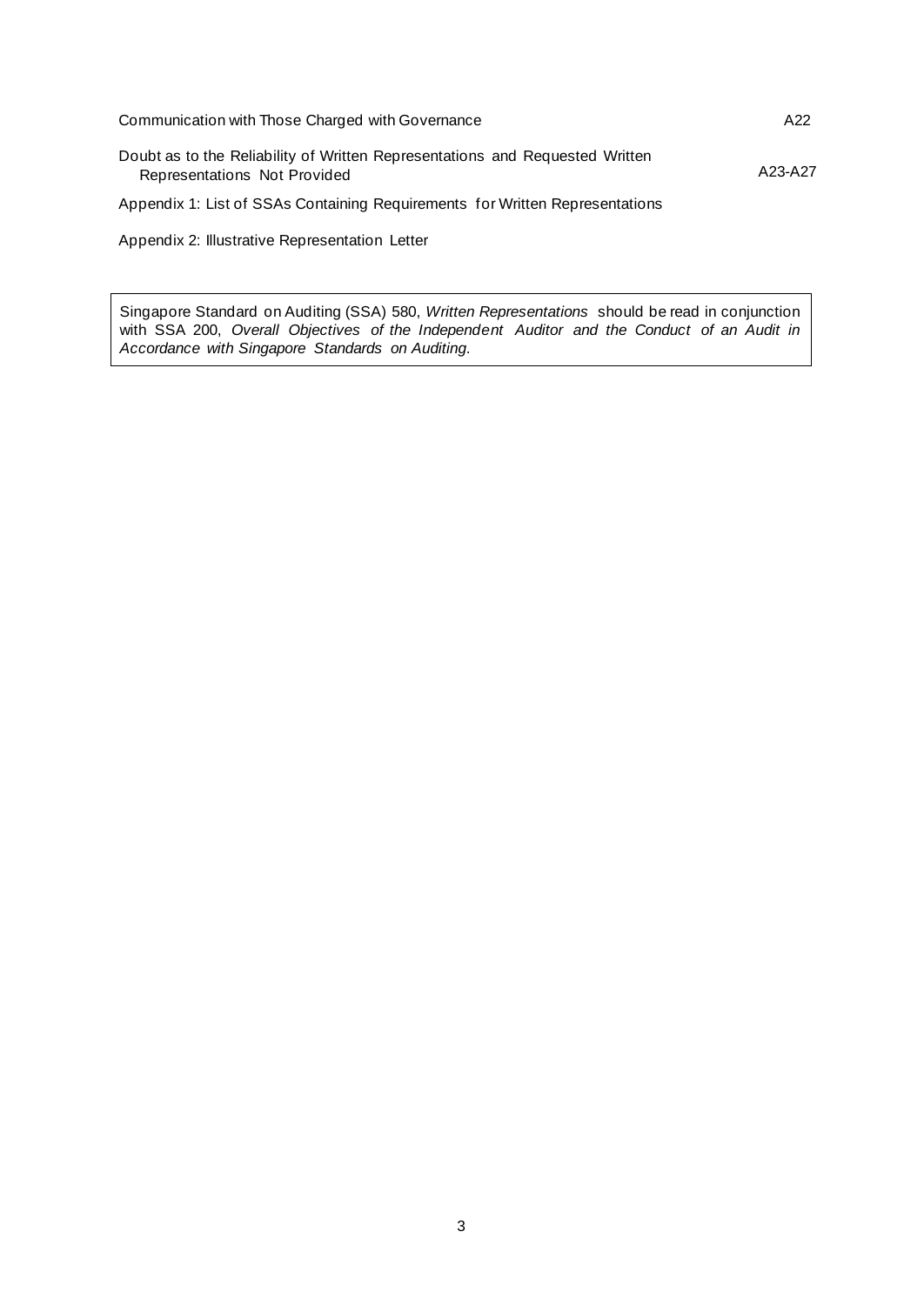| | |
|---|---|
| Communication with Those Charged with Governance | A22 |
| Doubt as to the Reliability of Written Representations and Requested Written Representations Not Provided | A23-A27 |
| Appendix 1: List of SSAs Containing Requirements for Written Representations | |
| Appendix 2: Illustrative Representation Letter | |

Singapore Standard on Auditing (SSA) 580, *Written Representations* should be read in conjunction with SSA 200, *Overall Objectives of the Independent Auditor and the Conduct of an Audit in Accordance with Singapore Standards on Auditing.*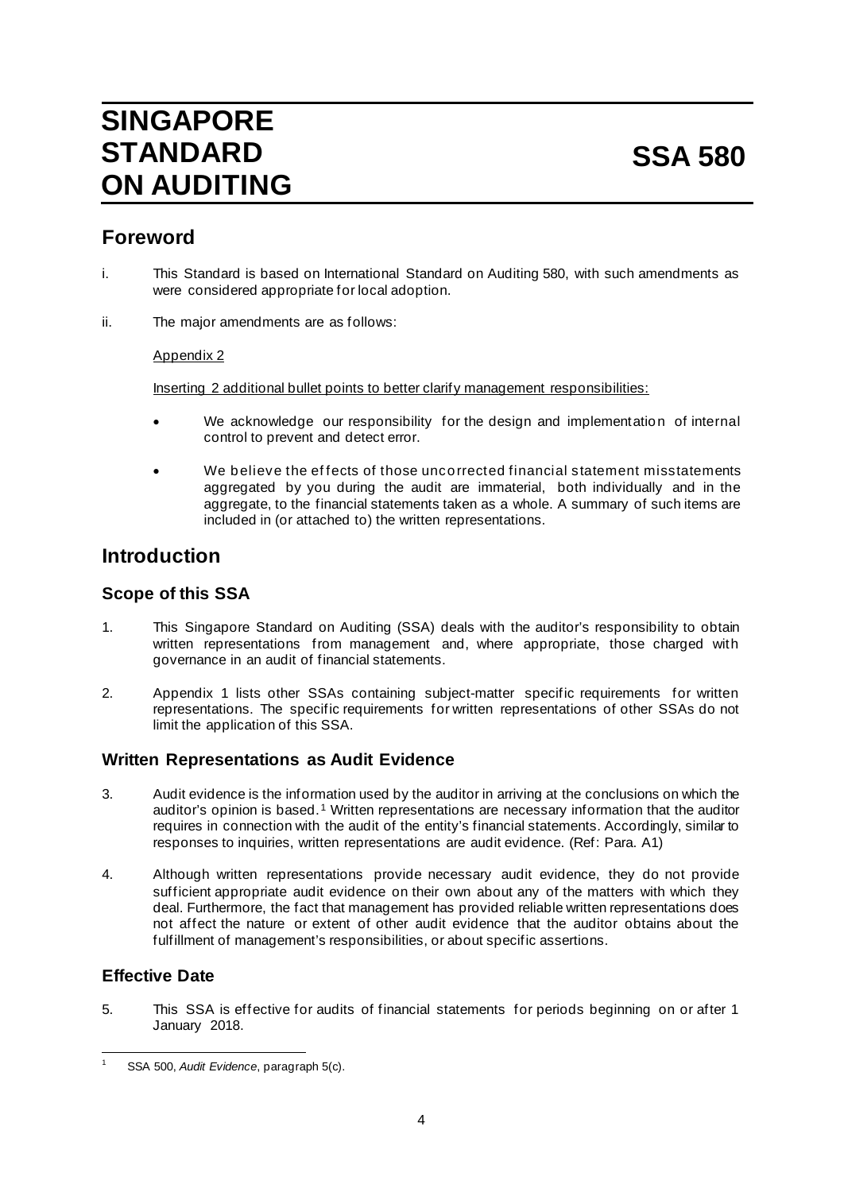# SINGAPORE STANDARD ON AUDITING

# SSA 580

## Foreword

i. This Standard is based on International Standard on Auditing 580, with such amendments as were considered appropriate for local adoption.

ii. The major amendments are as follows:

Appendix 2

Inserting 2 additional bullet points to better clarify management responsibilities:

- We acknowledge our responsibility for the design and implementation of internal control to prevent and detect error.
- We believe the effects of those uncorrected financial statement misstatements aggregated by you during the audit are immaterial, both individually and in the aggregate, to the financial statements taken as a whole. A summary of such items are included in (or attached to) the written representations.

## Introduction

### Scope of this SSA

1. This Singapore Standard on Auditing (SSA) deals with the auditor's responsibility to obtain written representations from management and, where appropriate, those charged with governance in an audit of financial statements.

2. Appendix 1 lists other SSAs containing subject-matter specific requirements for written representations. The specific requirements for written representations of other SSAs do not limit the application of this SSA.

### Written Representations as Audit Evidence

3. Audit evidence is the information used by the auditor in arriving at the conclusions on which the auditor's opinion is based.[1] Written representations are necessary information that the auditor requires in connection with the audit of the entity's financial statements. Accordingly, similar to responses to inquiries, written representations are audit evidence. (Ref: Para. A1)

4. Although written representations provide necessary audit evidence, they do not provide sufficient appropriate audit evidence on their own about any of the matters with which they deal. Furthermore, the fact that management has provided reliable written representations does not affect the nature or extent of other audit evidence that the auditor obtains about the fulfillment of management's responsibilities, or about specific assertions.

### Effective Date

5. This SSA is effective for audits of financial statements for periods beginning on or after 1 January 2018.

---

[1] SSA 500, *Audit Evidence*, paragraph 5(c).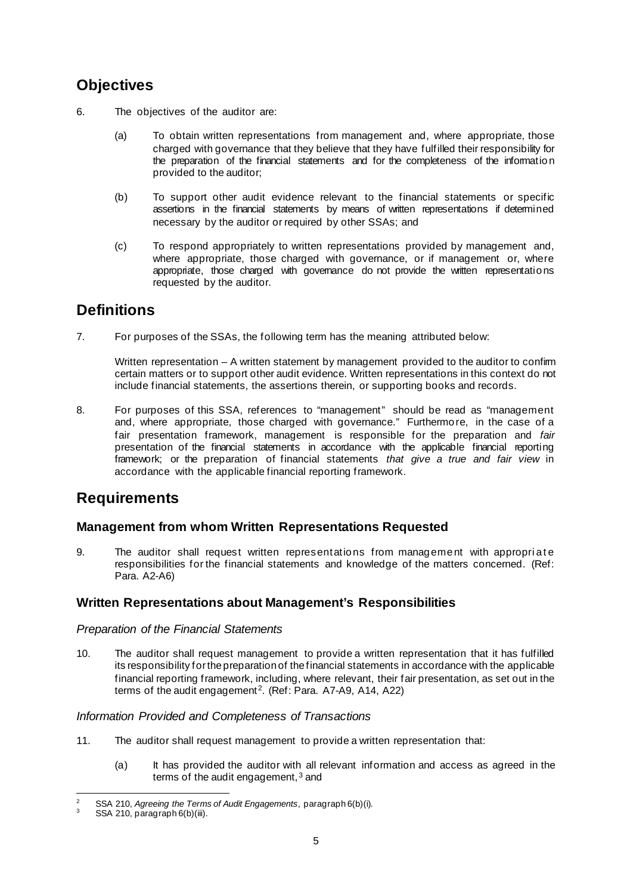## Objectives

6. The objectives of the auditor are:

   (a) To obtain written representations from management and, where appropriate, those charged with governance that they believe that they have fulfilled their responsibility for the preparation of the financial statements and for the completeness of the information provided to the auditor;

   (b) To support other audit evidence relevant to the financial statements or specific assertions in the financial statements by means of written representations if determined necessary by the auditor or required by other SSAs; and

   (c) To respond appropriately to written representations provided by management and, where appropriate, those charged with governance, or if management or, where appropriate, those charged with governance do not provide the written representations requested by the auditor.

## Definitions

7. For purposes of the SSAs, the following term has the meaning attributed below:

   Written representation – A written statement by management provided to the auditor to confirm certain matters or to support other audit evidence. Written representations in this context do not include financial statements, the assertions therein, or supporting books and records.

8. For purposes of this SSA, references to "management" should be read as "management and, where appropriate, those charged with governance." Furthermore, in the case of a fair presentation framework, management is responsible for the preparation and *fair* presentation of the financial statements in accordance with the applicable financial reporting framework; or the preparation of financial statements *that give a true and fair view* in accordance with the applicable financial reporting framework.

## Requirements

### Management from whom Written Representations Requested

9. The auditor shall request written representations from management with appropriate responsibilities for the financial statements and knowledge of the matters concerned. (Ref: Para. A2-A6)

### Written Representations about Management's Responsibilities

#### *Preparation of the Financial Statements*

10. The auditor shall request management to provide a written representation that it has fulfilled its responsibility for the preparation of the financial statements in accordance with the applicable financial reporting framework, including, where relevant, their fair presentation, as set out in the terms of the audit engagement[2]. (Ref: Para. A7-A9, A14, A22)

#### *Information Provided and Completeness of Transactions*

11. The auditor shall request management to provide a written representation that:

    (a) It has provided the auditor with all relevant information and access as agreed in the terms of the audit engagement,[3] and

---

[2] SSA 210, *Agreeing the Terms of Audit Engagements*, paragraph 6(b)(i).

[3] SSA 210, paragraph 6(b)(iii).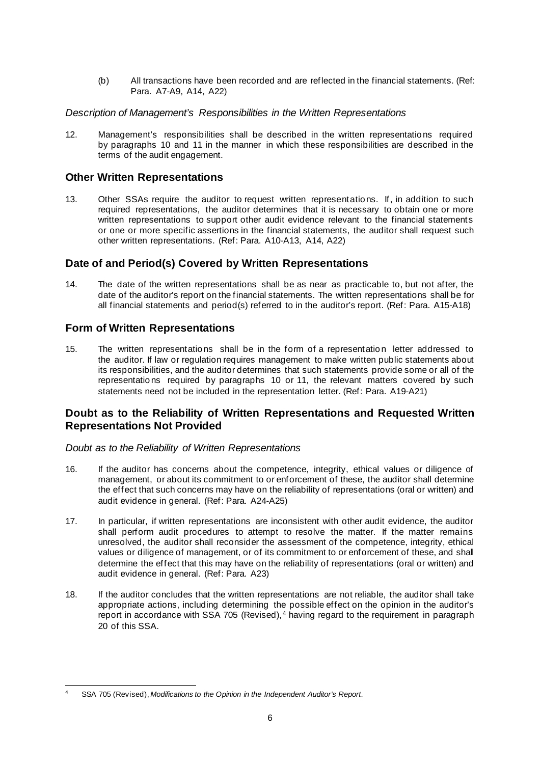(b) All transactions have been recorded and are reflected in the financial statements. (Ref: Para. A7-A9, A14, A22)

*Description of Management's Responsibilities in the Written Representations*

12. Management's responsibilities shall be described in the written representations required by paragraphs 10 and 11 in the manner in which these responsibilities are described in the terms of the audit engagement.

## Other Written Representations

13. Other SSAs require the auditor to request written representations. If, in addition to such required representations, the auditor determines that it is necessary to obtain one or more written representations to support other audit evidence relevant to the financial statements or one or more specific assertions in the financial statements, the auditor shall request such other written representations. (Ref: Para. A10-A13, A14, A22)

## Date of and Period(s) Covered by Written Representations

14. The date of the written representations shall be as near as practicable to, but not after, the date of the auditor's report on the financial statements. The written representations shall be for all financial statements and period(s) referred to in the auditor's report. (Ref: Para. A15-A18)

## Form of Written Representations

15. The written representations shall be in the form of a representation letter addressed to the auditor. If law or regulation requires management to make written public statements about its responsibilities, and the auditor determines that such statements provide some or all of the representations required by paragraphs 10 or 11, the relevant matters covered by such statements need not be included in the representation letter. (Ref: Para. A19-A21)

## Doubt as to the Reliability of Written Representations and Requested Written Representations Not Provided

*Doubt as to the Reliability of Written Representations*

16. If the auditor has concerns about the competence, integrity, ethical values or diligence of management, or about its commitment to or enforcement of these, the auditor shall determine the effect that such concerns may have on the reliability of representations (oral or written) and audit evidence in general. (Ref: Para. A24-A25)

17. In particular, if written representations are inconsistent with other audit evidence, the auditor shall perform audit procedures to attempt to resolve the matter. If the matter remains unresolved, the auditor shall reconsider the assessment of the competence, integrity, ethical values or diligence of management, or of its commitment to or enforcement of these, and shall determine the effect that this may have on the reliability of representations (oral or written) and audit evidence in general. (Ref: Para. A23)

18. If the auditor concludes that the written representations are not reliable, the auditor shall take appropriate actions, including determining the possible effect on the opinion in the auditor's report in accordance with SSA 705 (Revised),[4] having regard to the requirement in paragraph 20 of this SSA.

---

[4] SSA 705 (Revised), *Modifications to the Opinion in the Independent Auditor's Report*.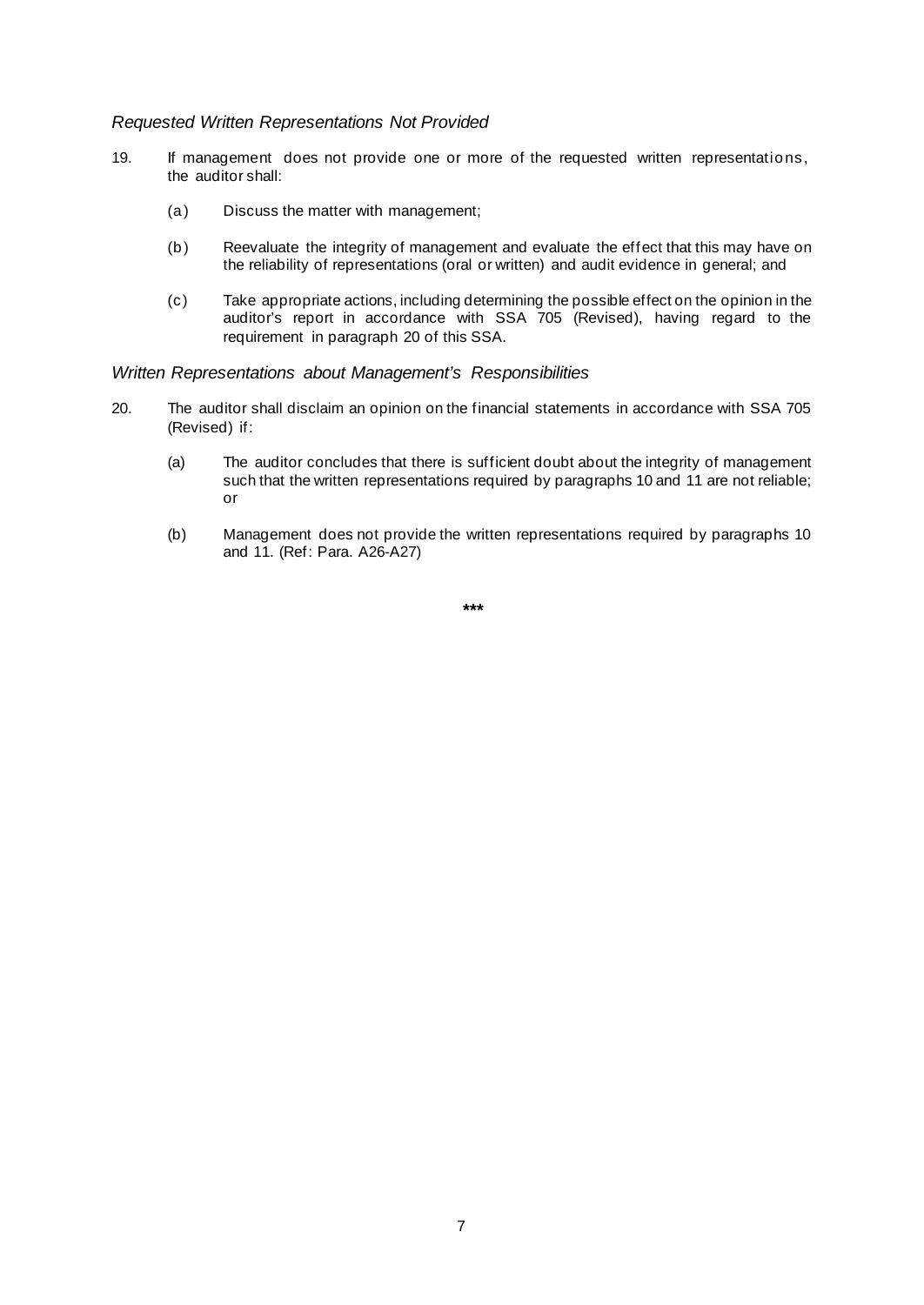*Requested Written Representations Not Provided*

19. If management does not provide one or more of the requested written representations, the auditor shall:

    (a) Discuss the matter with management;

    (b) Reevaluate the integrity of management and evaluate the effect that this may have on the reliability of representations (oral or written) and audit evidence in general; and

    (c) Take appropriate actions, including determining the possible effect on the opinion in the auditor's report in accordance with SSA 705 (Revised), having regard to the requirement in paragraph 20 of this SSA.

*Written Representations about Management's Responsibilities*

20. The auditor shall disclaim an opinion on the financial statements in accordance with SSA 705 (Revised) if:

    (a) The auditor concludes that there is sufficient doubt about the integrity of management such that the written representations required by paragraphs 10 and 11 are not reliable; or

    (b) Management does not provide the written representations required by paragraphs 10 and 11. (Ref: Para. A26-A27)

***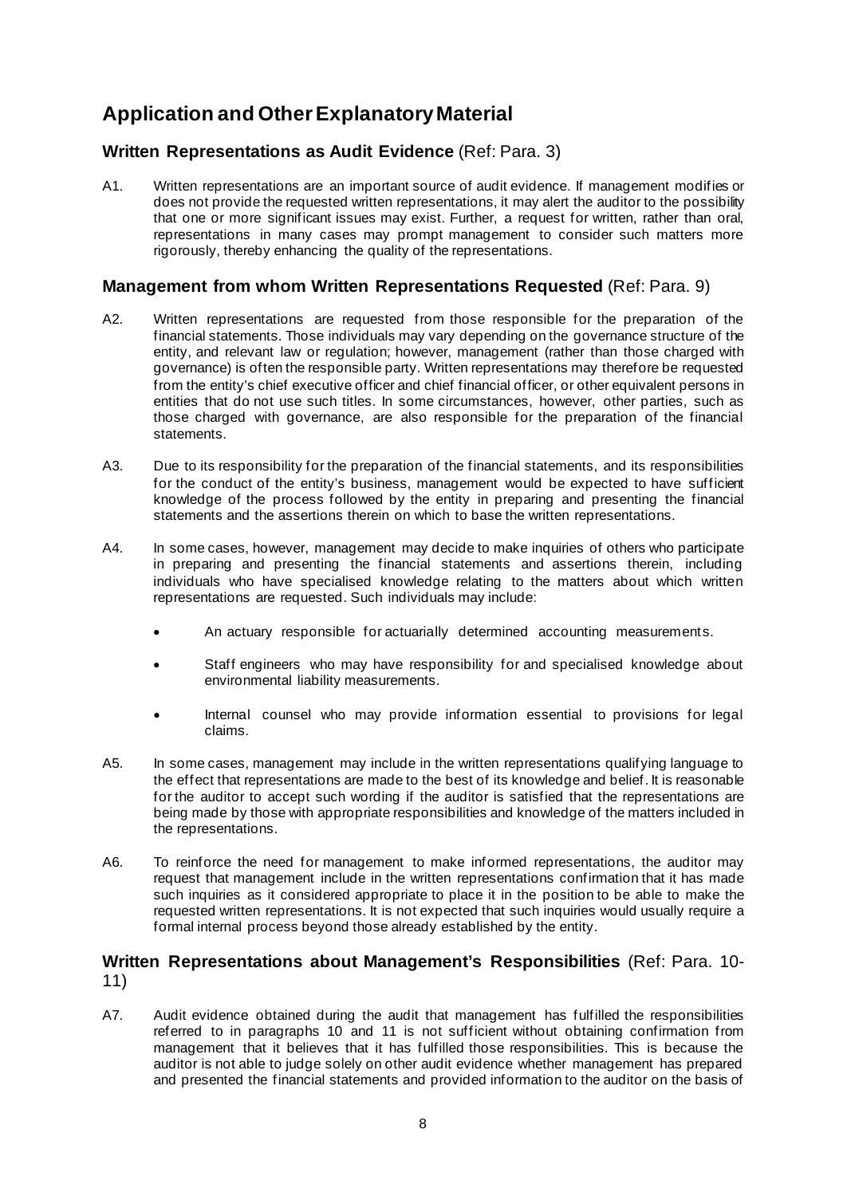# Application and Other Explanatory Material

## Written Representations as Audit Evidence (Ref: Para. 3)

A1. Written representations are an important source of audit evidence. If management modifies or does not provide the requested written representations, it may alert the auditor to the possibility that one or more significant issues may exist. Further, a request for written, rather than oral, representations in many cases may prompt management to consider such matters more rigorously, thereby enhancing the quality of the representations.

## Management from whom Written Representations Requested (Ref: Para. 9)

A2. Written representations are requested from those responsible for the preparation of the financial statements. Those individuals may vary depending on the governance structure of the entity, and relevant law or regulation; however, management (rather than those charged with governance) is often the responsible party. Written representations may therefore be requested from the entity's chief executive officer and chief financial officer, or other equivalent persons in entities that do not use such titles. In some circumstances, however, other parties, such as those charged with governance, are also responsible for the preparation of the financial statements.

A3. Due to its responsibility for the preparation of the financial statements, and its responsibilities for the conduct of the entity's business, management would be expected to have sufficient knowledge of the process followed by the entity in preparing and presenting the financial statements and the assertions therein on which to base the written representations.

A4. In some cases, however, management may decide to make inquiries of others who participate in preparing and presenting the financial statements and assertions therein, including individuals who have specialised knowledge relating to the matters about which written representations are requested. Such individuals may include:

- An actuary responsible for actuarially determined accounting measurements.
- Staff engineers who may have responsibility for and specialised knowledge about environmental liability measurements.
- Internal counsel who may provide information essential to provisions for legal claims.

A5. In some cases, management may include in the written representations qualifying language to the effect that representations are made to the best of its knowledge and belief. It is reasonable for the auditor to accept such wording if the auditor is satisfied that the representations are being made by those with appropriate responsibilities and knowledge of the matters included in the representations.

A6. To reinforce the need for management to make informed representations, the auditor may request that management include in the written representations confirmation that it has made such inquiries as it considered appropriate to place it in the position to be able to make the requested written representations. It is not expected that such inquiries would usually require a formal internal process beyond those already established by the entity.

## Written Representations about Management's Responsibilities (Ref: Para. 10-11)

A7. Audit evidence obtained during the audit that management has fulfilled the responsibilities referred to in paragraphs 10 and 11 is not sufficient without obtaining confirmation from management that it believes that it has fulfilled those responsibilities. This is because the auditor is not able to judge solely on other audit evidence whether management has prepared and presented the financial statements and provided information to the auditor on the basis of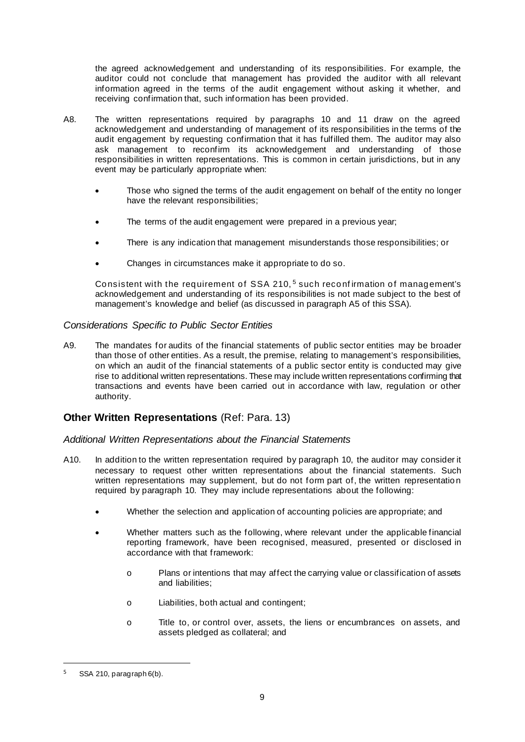the agreed acknowledgement and understanding of its responsibilities. For example, the auditor could not conclude that management has provided the auditor with all relevant information agreed in the terms of the audit engagement without asking it whether, and receiving confirmation that, such information has been provided.

A8. The written representations required by paragraphs 10 and 11 draw on the agreed acknowledgement and understanding of management of its responsibilities in the terms of the audit engagement by requesting confirmation that it has fulfilled them. The auditor may also ask management to reconfirm its acknowledgement and understanding of those responsibilities in written representations. This is common in certain jurisdictions, but in any event may be particularly appropriate when:

- Those who signed the terms of the audit engagement on behalf of the entity no longer have the relevant responsibilities;
- The terms of the audit engagement were prepared in a previous year;
- There is any indication that management misunderstands those responsibilities; or
- Changes in circumstances make it appropriate to do so.

Consistent with the requirement of SSA 210,[5] such reconfirmation of management's acknowledgement and understanding of its responsibilities is not made subject to the best of management's knowledge and belief (as discussed in paragraph A5 of this SSA).

### *Considerations Specific to Public Sector Entities*

A9. The mandates for audits of the financial statements of public sector entities may be broader than those of other entities. As a result, the premise, relating to management's responsibilities, on which an audit of the financial statements of a public sector entity is conducted may give rise to additional written representations. These may include written representations confirming that transactions and events have been carried out in accordance with law, regulation or other authority.

## **Other Written Representations** (Ref: Para. 13)

### *Additional Written Representations about the Financial Statements*

A10. In addition to the written representation required by paragraph 10, the auditor may consider it necessary to request other written representations about the financial statements. Such written representations may supplement, but do not form part of, the written representation required by paragraph 10. They may include representations about the following:

- Whether the selection and application of accounting policies are appropriate; and
- Whether matters such as the following, where relevant under the applicable financial reporting framework, have been recognised, measured, presented or disclosed in accordance with that framework:
    - o Plans or intentions that may affect the carrying value or classification of assets and liabilities;
    - o Liabilities, both actual and contingent;
    - o Title to, or control over, assets, the liens or encumbrances on assets, and assets pledged as collateral; and

---

[5] SSA 210, paragraph 6(b).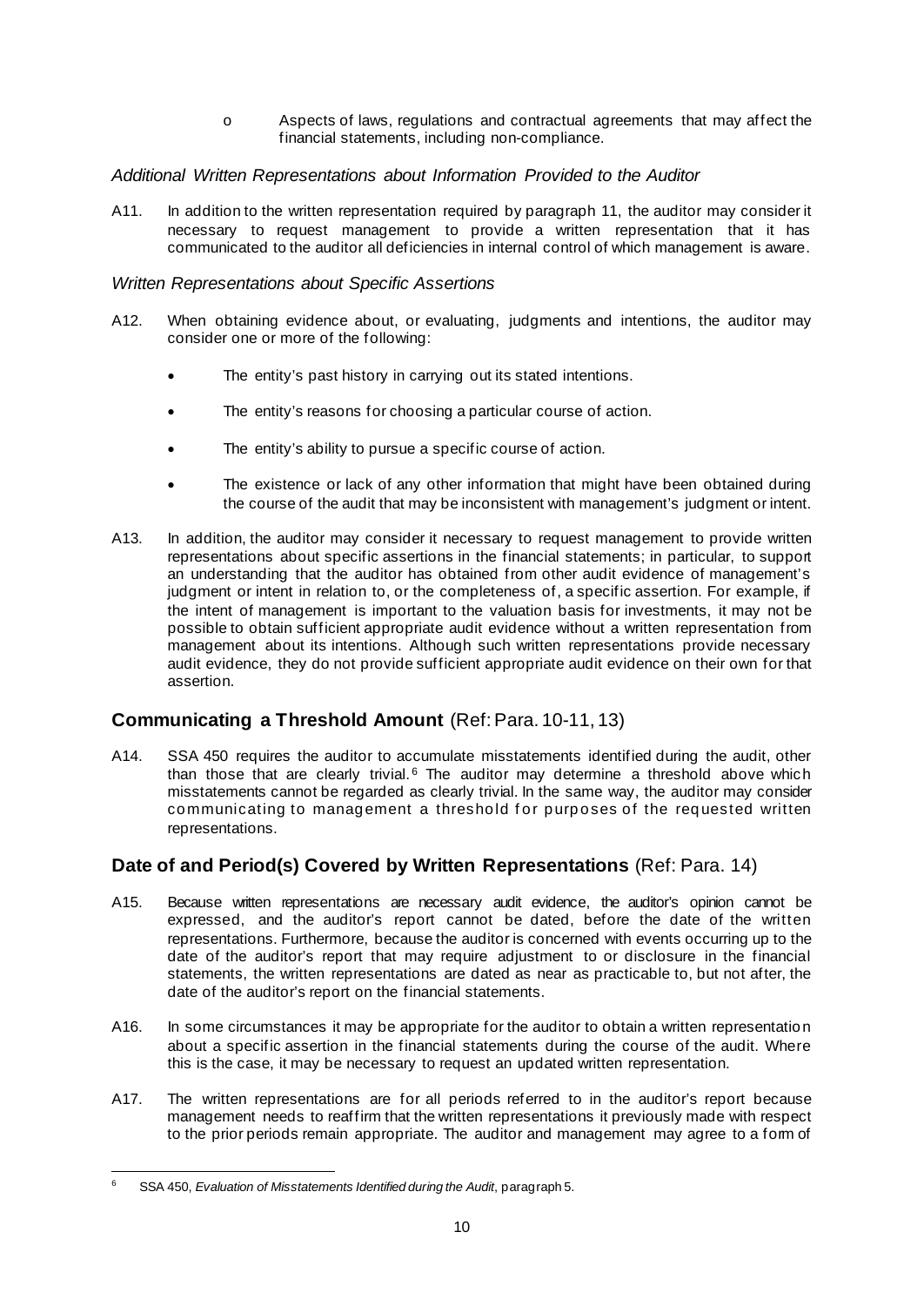o Aspects of laws, regulations and contractual agreements that may affect the financial statements, including non-compliance.

*Additional Written Representations about Information Provided to the Auditor*

A11. In addition to the written representation required by paragraph 11, the auditor may consider it necessary to request management to provide a written representation that it has communicated to the auditor all deficiencies in internal control of which management is aware.

*Written Representations about Specific Assertions*

A12. When obtaining evidence about, or evaluating, judgments and intentions, the auditor may consider one or more of the following:

- The entity's past history in carrying out its stated intentions.
- The entity's reasons for choosing a particular course of action.
- The entity's ability to pursue a specific course of action.
- The existence or lack of any other information that might have been obtained during the course of the audit that may be inconsistent with management's judgment or intent.

A13. In addition, the auditor may consider it necessary to request management to provide written representations about specific assertions in the financial statements; in particular, to support an understanding that the auditor has obtained from other audit evidence of management's judgment or intent in relation to, or the completeness of, a specific assertion. For example, if the intent of management is important to the valuation basis for investments, it may not be possible to obtain sufficient appropriate audit evidence without a written representation from management about its intentions. Although such written representations provide necessary audit evidence, they do not provide sufficient appropriate audit evidence on their own for that assertion.

## **Communicating a Threshold Amount** (Ref: Para. 10-11, 13)

A14. SSA 450 requires the auditor to accumulate misstatements identified during the audit, other than those that are clearly trivial.[6] The auditor may determine a threshold above which misstatements cannot be regarded as clearly trivial. In the same way, the auditor may consider communicating to management a threshold for purposes of the requested written representations.

## **Date of and Period(s) Covered by Written Representations** (Ref: Para. 14)

A15. Because written representations are necessary audit evidence, the auditor's opinion cannot be expressed, and the auditor's report cannot be dated, before the date of the written representations. Furthermore, because the auditor is concerned with events occurring up to the date of the auditor's report that may require adjustment to or disclosure in the financial statements, the written representations are dated as near as practicable to, but not after, the date of the auditor's report on the financial statements.

A16. In some circumstances it may be appropriate for the auditor to obtain a written representation about a specific assertion in the financial statements during the course of the audit. Where this is the case, it may be necessary to request an updated written representation.

A17. The written representations are for all periods referred to in the auditor's report because management needs to reaffirm that the written representations it previously made with respect to the prior periods remain appropriate. The auditor and management may agree to a form of

---

[6] SSA 450, *Evaluation of Misstatements Identified during the Audit*, paragraph 5.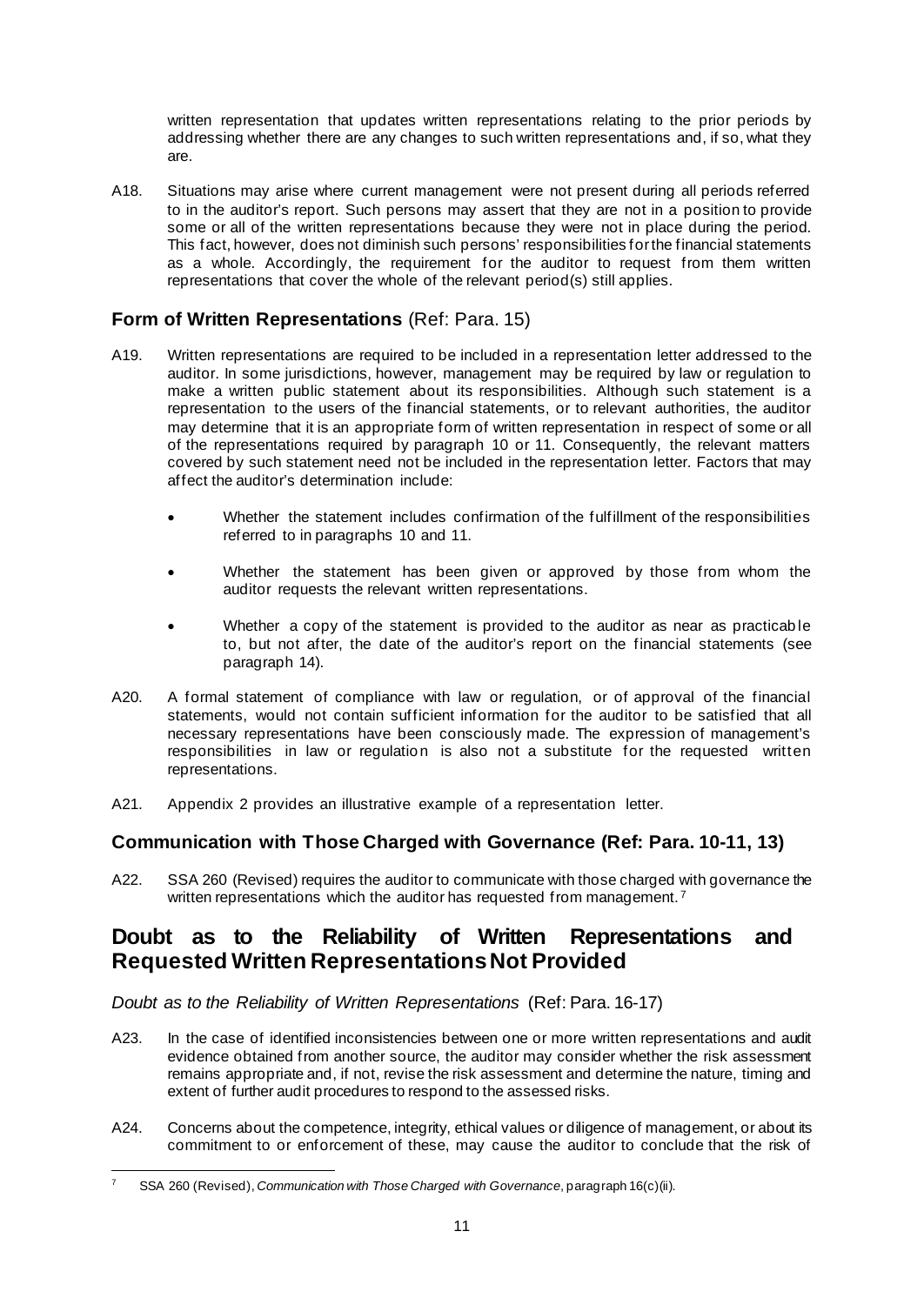written representation that updates written representations relating to the prior periods by addressing whether there are any changes to such written representations and, if so, what they are.

A18. Situations may arise where current management were not present during all periods referred to in the auditor's report. Such persons may assert that they are not in a position to provide some or all of the written representations because they were not in place during the period. This fact, however, does not diminish such persons' responsibilities for the financial statements as a whole. Accordingly, the requirement for the auditor to request from them written representations that cover the whole of the relevant period(s) still applies.

### Form of Written Representations (Ref: Para. 15)

A19. Written representations are required to be included in a representation letter addressed to the auditor. In some jurisdictions, however, management may be required by law or regulation to make a written public statement about its responsibilities. Although such statement is a representation to the users of the financial statements, or to relevant authorities, the auditor may determine that it is an appropriate form of written representation in respect of some or all of the representations required by paragraph 10 or 11. Consequently, the relevant matters covered by such statement need not be included in the representation letter. Factors that may affect the auditor's determination include:

- Whether the statement includes confirmation of the fulfillment of the responsibilities referred to in paragraphs 10 and 11.
- Whether the statement has been given or approved by those from whom the auditor requests the relevant written representations.
- Whether a copy of the statement is provided to the auditor as near as practicable to, but not after, the date of the auditor's report on the financial statements (see paragraph 14).

A20. A formal statement of compliance with law or regulation, or of approval of the financial statements, would not contain sufficient information for the auditor to be satisfied that all necessary representations have been consciously made. The expression of management's responsibilities in law or regulation is also not a substitute for the requested written representations.

A21. Appendix 2 provides an illustrative example of a representation letter.

### Communication with Those Charged with Governance (Ref: Para. 10-11, 13)

A22. SSA 260 (Revised) requires the auditor to communicate with those charged with governance the written representations which the auditor has requested from management. [7]

## Doubt as to the Reliability of Written Representations and Requested Written Representations Not Provided

*Doubt as to the Reliability of Written Representations* (Ref: Para. 16-17)

A23. In the case of identified inconsistencies between one or more written representations and audit evidence obtained from another source, the auditor may consider whether the risk assessment remains appropriate and, if not, revise the risk assessment and determine the nature, timing and extent of further audit procedures to respond to the assessed risks.

A24. Concerns about the competence, integrity, ethical values or diligence of management, or about its commitment to or enforcement of these, may cause the auditor to conclude that the risk of

[7] SSA 260 (Revised), *Communication with Those Charged with Governance*, paragraph 16(c)(ii).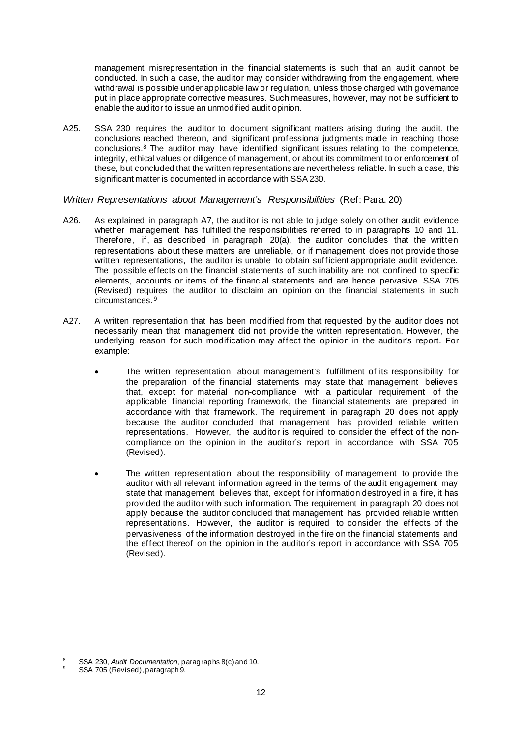management misrepresentation in the financial statements is such that an audit cannot be conducted. In such a case, the auditor may consider withdrawing from the engagement, where withdrawal is possible under applicable law or regulation, unless those charged with governance put in place appropriate corrective measures. Such measures, however, may not be sufficient to enable the auditor to issue an unmodified audit opinion.

A25. SSA 230 requires the auditor to document significant matters arising during the audit, the conclusions reached thereon, and significant professional judgments made in reaching those conclusions.[8] The auditor may have identified significant issues relating to the competence, integrity, ethical values or diligence of management, or about its commitment to or enforcement of these, but concluded that the written representations are nevertheless reliable. In such a case, this significant matter is documented in accordance with SSA 230.

### *Written Representations about Management's Responsibilities* (Ref: Para. 20)

A26. As explained in paragraph A7, the auditor is not able to judge solely on other audit evidence whether management has fulfilled the responsibilities referred to in paragraphs 10 and 11. Therefore, if, as described in paragraph 20(a), the auditor concludes that the written representations about these matters are unreliable, or if management does not provide those written representations, the auditor is unable to obtain sufficient appropriate audit evidence. The possible effects on the financial statements of such inability are not confined to specific elements, accounts or items of the financial statements and are hence pervasive. SSA 705 (Revised) requires the auditor to disclaim an opinion on the financial statements in such circumstances.[9]

A27. A written representation that has been modified from that requested by the auditor does not necessarily mean that management did not provide the written representation. However, the underlying reason for such modification may affect the opinion in the auditor's report. For example:

- The written representation about management's fulfillment of its responsibility for the preparation of the financial statements may state that management believes that, except for material non-compliance with a particular requirement of the applicable financial reporting framework, the financial statements are prepared in accordance with that framework. The requirement in paragraph 20 does not apply because the auditor concluded that management has provided reliable written representations. However, the auditor is required to consider the effect of the non-compliance on the opinion in the auditor's report in accordance with SSA 705 (Revised).

- The written representation about the responsibility of management to provide the auditor with all relevant information agreed in the terms of the audit engagement may state that management believes that, except for information destroyed in a fire, it has provided the auditor with such information. The requirement in paragraph 20 does not apply because the auditor concluded that management has provided reliable written representations. However, the auditor is required to consider the effects of the pervasiveness of the information destroyed in the fire on the financial statements and the effect thereof on the opinion in the auditor's report in accordance with SSA 705 (Revised).

---

[8] SSA 230, *Audit Documentation*, paragraphs 8(c) and 10.

[9] SSA 705 (Revised), paragraph 9.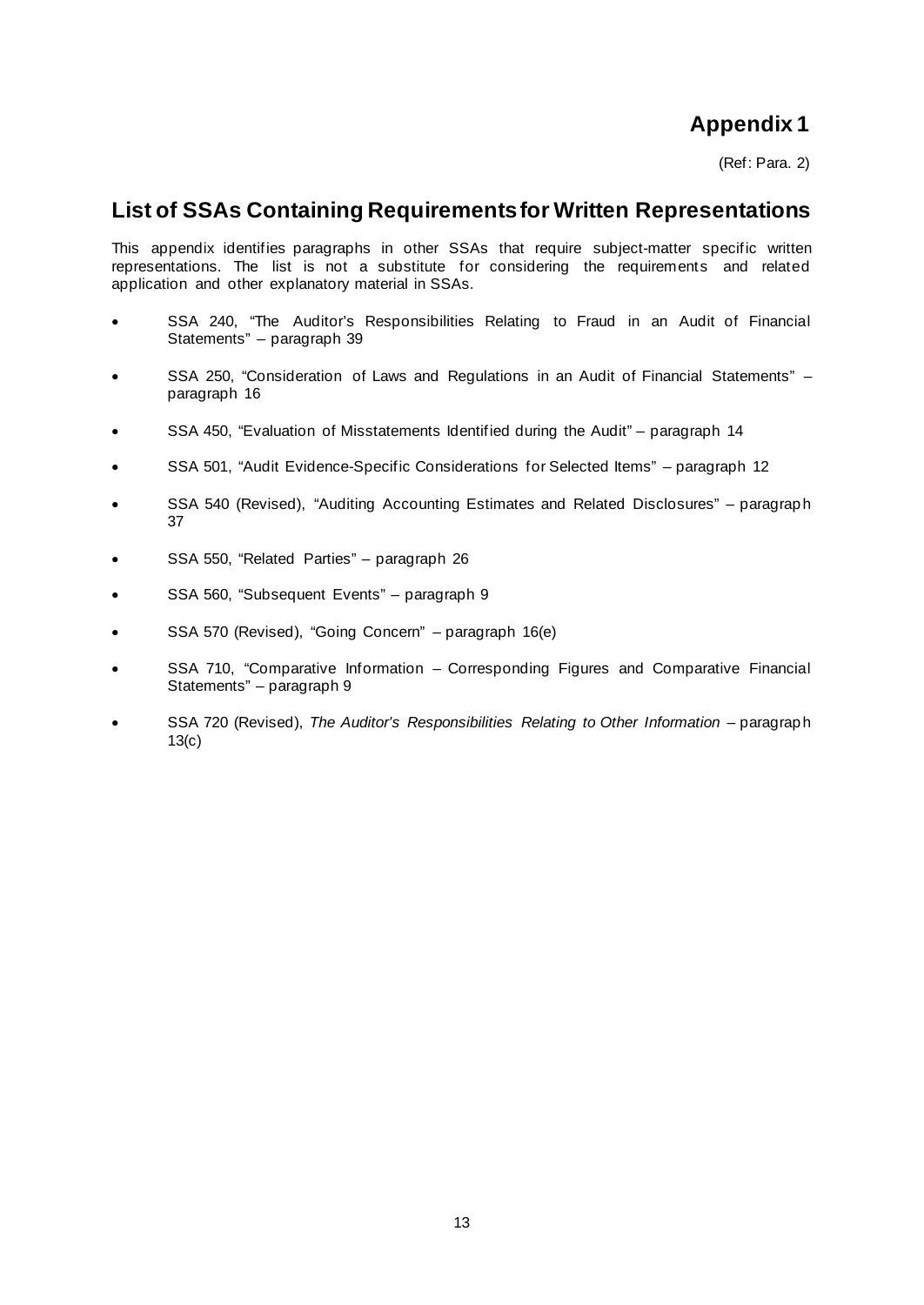# Appendix 1

(Ref: Para. 2)

## List of SSAs Containing Requirements for Written Representations

This appendix identifies paragraphs in other SSAs that require subject-matter specific written representations. The list is not a substitute for considering the requirements and related application and other explanatory material in SSAs.

- SSA 240, "The Auditor's Responsibilities Relating to Fraud in an Audit of Financial Statements" – paragraph 39
- SSA 250, "Consideration of Laws and Regulations in an Audit of Financial Statements" – paragraph 16
- SSA 450, "Evaluation of Misstatements Identified during the Audit" – paragraph 14
- SSA 501, "Audit Evidence-Specific Considerations for Selected Items" – paragraph 12
- SSA 540 (Revised), "Auditing Accounting Estimates and Related Disclosures" – paragraph 37
- SSA 550, "Related Parties" – paragraph 26
- SSA 560, "Subsequent Events" – paragraph 9
- SSA 570 (Revised), "Going Concern" – paragraph 16(e)
- SSA 710, "Comparative Information – Corresponding Figures and Comparative Financial Statements" – paragraph 9
- SSA 720 (Revised), *The Auditor's Responsibilities Relating to Other Information* – paragraph 13(c)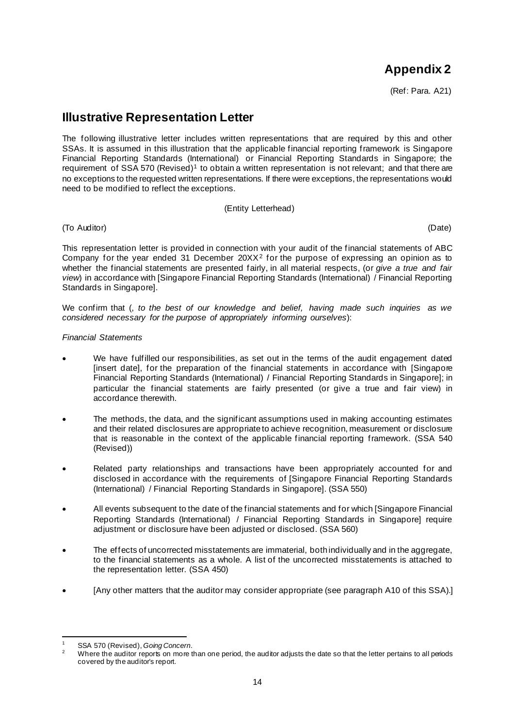# Appendix 2

(Ref: Para. A21)

## Illustrative Representation Letter

The following illustrative letter includes written representations that are required by this and other SSAs. It is assumed in this illustration that the applicable financial reporting framework is Singapore Financial Reporting Standards (International) or Financial Reporting Standards in Singapore; the requirement of SSA 570 (Revised)[1] to obtain a written representation is not relevant; and that there are no exceptions to the requested written representations. If there were exceptions, the representations would need to be modified to reflect the exceptions.

(Entity Letterhead)

(To Auditor) (Date)

This representation letter is provided in connection with your audit of the financial statements of ABC Company for the year ended 31 December 20XX[2] for the purpose of expressing an opinion as to whether the financial statements are presented fairly, in all material respects, (or *give a true and fair view*) in accordance with [Singapore Financial Reporting Standards (International) / Financial Reporting Standards in Singapore].

We confirm that (, *to the best of our knowledge and belief, having made such inquiries as we considered necessary for the purpose of appropriately informing ourselves*):

*Financial Statements*

- We have fulfilled our responsibilities, as set out in the terms of the audit engagement dated [insert date], for the preparation of the financial statements in accordance with [Singapore Financial Reporting Standards (International) / Financial Reporting Standards in Singapore]; in particular the financial statements are fairly presented (or give a true and fair view) in accordance therewith.
- The methods, the data, and the significant assumptions used in making accounting estimates and their related disclosures are appropriate to achieve recognition, measurement or disclosure that is reasonable in the context of the applicable financial reporting framework. (SSA 540 (Revised))
- Related party relationships and transactions have been appropriately accounted for and disclosed in accordance with the requirements of [Singapore Financial Reporting Standards (International) / Financial Reporting Standards in Singapore]. (SSA 550)
- All events subsequent to the date of the financial statements and for which [Singapore Financial Reporting Standards (International) / Financial Reporting Standards in Singapore] require adjustment or disclosure have been adjusted or disclosed. (SSA 560)
- The effects of uncorrected misstatements are immaterial, both individually and in the aggregate, to the financial statements as a whole. A list of the uncorrected misstatements is attached to the representation letter. (SSA 450)
- [Any other matters that the auditor may consider appropriate (see paragraph A10 of this SSA).]

---

[1] SSA 570 (Revised), *Going Concern*.

[2] Where the auditor reports on more than one period, the auditor adjusts the date so that the letter pertains to all periods covered by the auditor's report.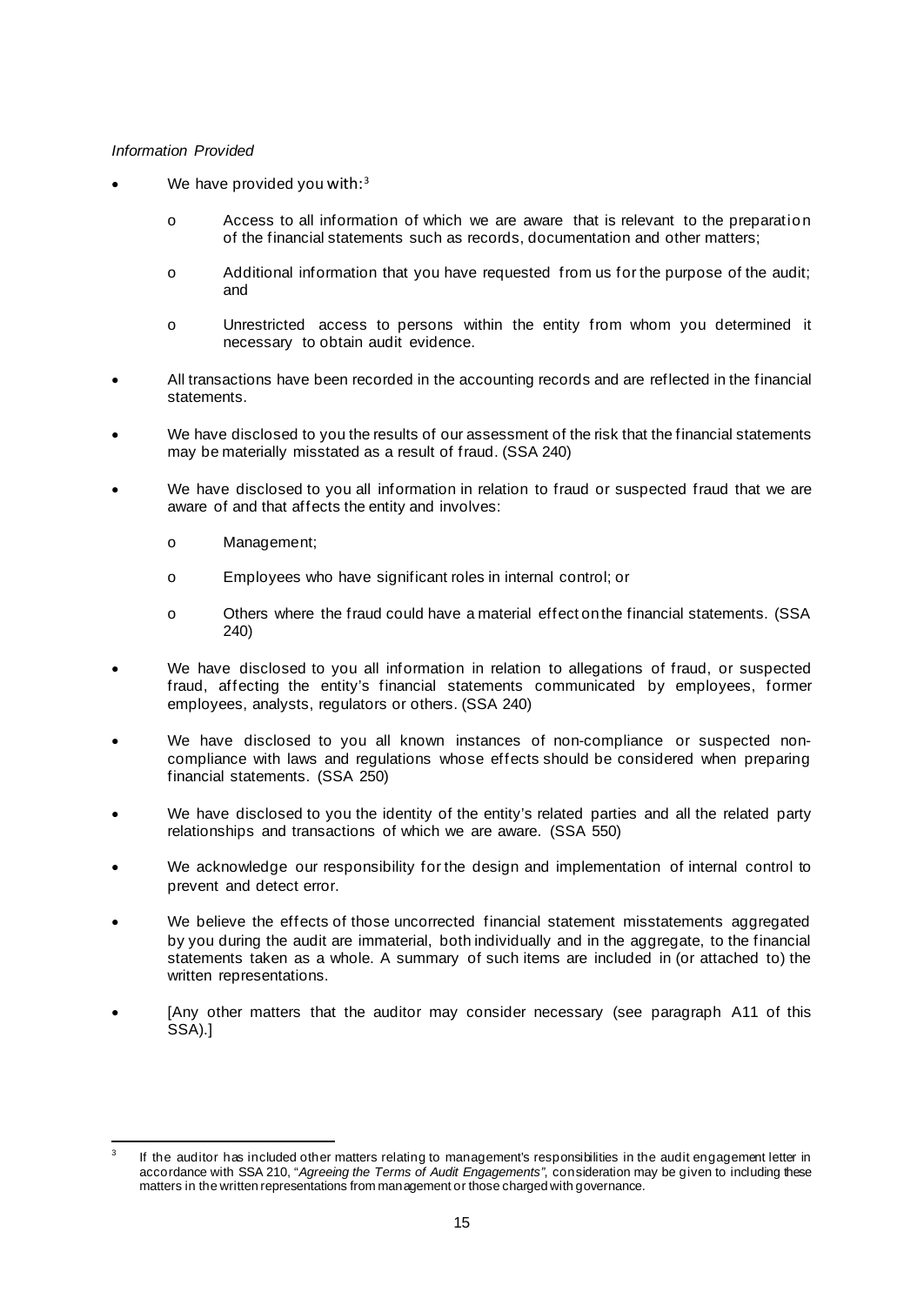*Information Provided*

- We have provided you with:[3]
    - Access to all information of which we are aware that is relevant to the preparation of the financial statements such as records, documentation and other matters;
    - Additional information that you have requested from us for the purpose of the audit; and
    - Unrestricted access to persons within the entity from whom you determined it necessary to obtain audit evidence.
- All transactions have been recorded in the accounting records and are reflected in the financial statements.
- We have disclosed to you the results of our assessment of the risk that the financial statements may be materially misstated as a result of fraud. (SSA 240)
- We have disclosed to you all information in relation to fraud or suspected fraud that we are aware of and that affects the entity and involves:
    - Management;
    - Employees who have significant roles in internal control; or
    - Others where the fraud could have a material effect on the financial statements. (SSA 240)
- We have disclosed to you all information in relation to allegations of fraud, or suspected fraud, affecting the entity's financial statements communicated by employees, former employees, analysts, regulators or others. (SSA 240)
- We have disclosed to you all known instances of non-compliance or suspected non-compliance with laws and regulations whose effects should be considered when preparing financial statements. (SSA 250)
- We have disclosed to you the identity of the entity's related parties and all the related party relationships and transactions of which we are aware. (SSA 550)
- We acknowledge our responsibility for the design and implementation of internal control to prevent and detect error.
- We believe the effects of those uncorrected financial statement misstatements aggregated by you during the audit are immaterial, both individually and in the aggregate, to the financial statements taken as a whole. A summary of such items are included in (or attached to) the written representations.
- [Any other matters that the auditor may consider necessary (see paragraph A11 of this SSA).]

---

[3] If the auditor has included other matters relating to management's responsibilities in the audit engagement letter in accordance with SSA 210, "*Agreeing the Terms of Audit Engagements*", consideration may be given to including these matters in the written representations from management or those charged with governance.